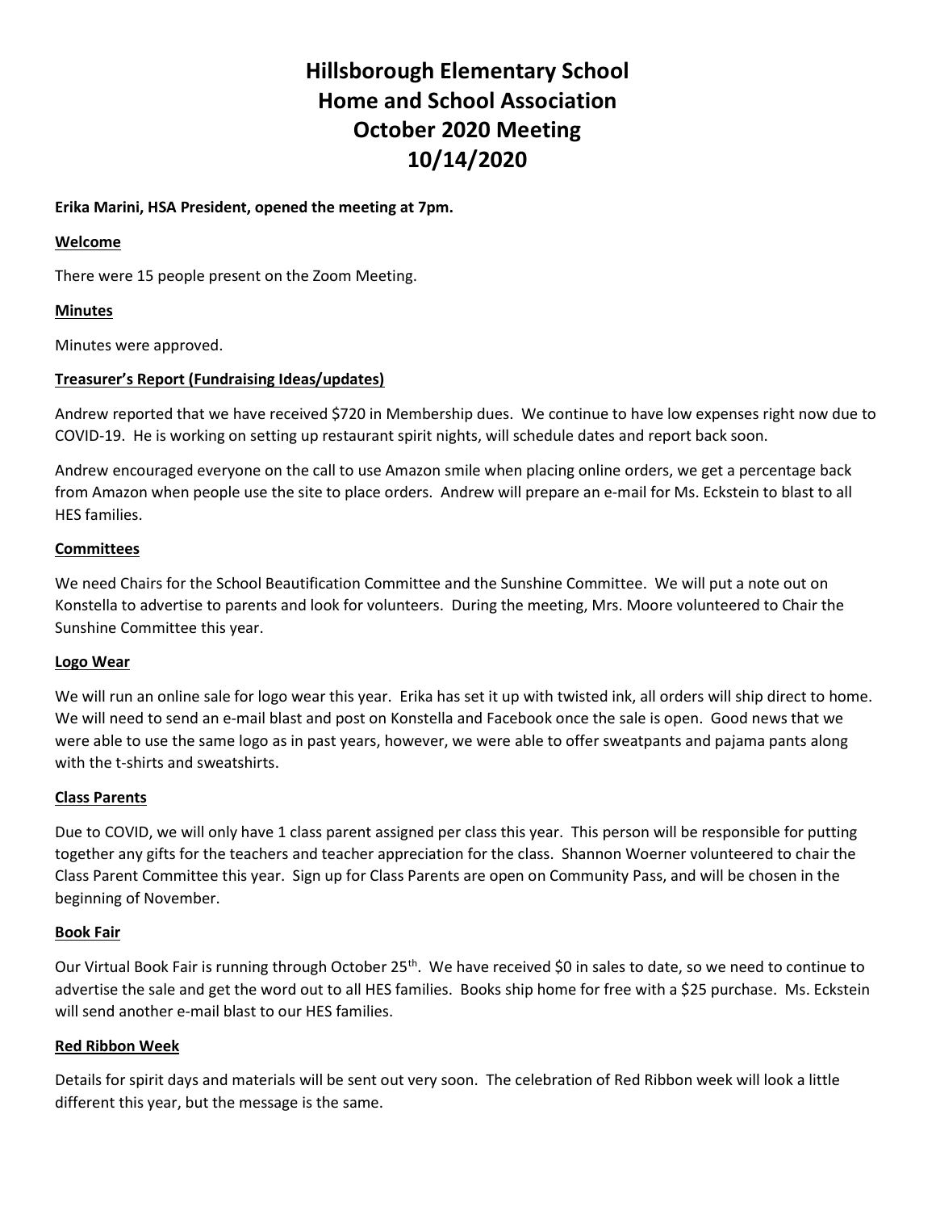# Hillsborough Elementary School
# Home and School Association
# October 2020 Meeting
# 10/14/2020

**Erika Marini, HSA President, opened the meeting at 7pm.**

**Welcome**

There were 15 people present on the Zoom Meeting.

**Minutes**

Minutes were approved.

**Treasurer's Report (Fundraising Ideas/updates)**

Andrew reported that we have received $720 in Membership dues. We continue to have low expenses right now due to COVID-19. He is working on setting up restaurant spirit nights, will schedule dates and report back soon.

Andrew encouraged everyone on the call to use Amazon smile when placing online orders, we get a percentage back from Amazon when people use the site to place orders. Andrew will prepare an e-mail for Ms. Eckstein to blast to all HES families.

**Committees**

We need Chairs for the School Beautification Committee and the Sunshine Committee. We will put a note out on Konstella to advertise to parents and look for volunteers. During the meeting, Mrs. Moore volunteered to Chair the Sunshine Committee this year.

**Logo Wear**

We will run an online sale for logo wear this year. Erika has set it up with twisted ink, all orders will ship direct to home. We will need to send an e-mail blast and post on Konstella and Facebook once the sale is open. Good news that we were able to use the same logo as in past years, however, we were able to offer sweatpants and pajama pants along with the t-shirts and sweatshirts.

**Class Parents**

Due to COVID, we will only have 1 class parent assigned per class this year. This person will be responsible for putting together any gifts for the teachers and teacher appreciation for the class. Shannon Woerner volunteered to chair the Class Parent Committee this year. Sign up for Class Parents are open on Community Pass, and will be chosen in the beginning of November.

**Book Fair**

Our Virtual Book Fair is running through October 25th. We have received $0 in sales to date, so we need to continue to advertise the sale and get the word out to all HES families. Books ship home for free with a $25 purchase. Ms. Eckstein will send another e-mail blast to our HES families.

**Red Ribbon Week**

Details for spirit days and materials will be sent out very soon. The celebration of Red Ribbon week will look a little different this year, but the message is the same.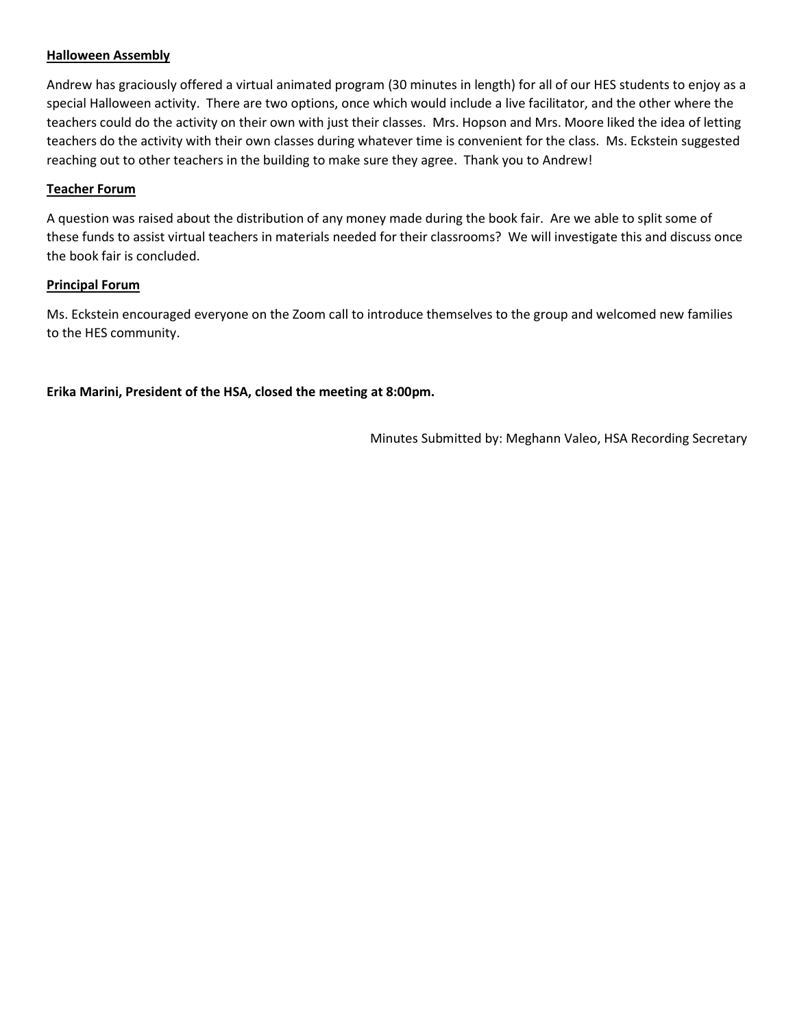**Halloween Assembly**

Andrew has graciously offered a virtual animated program (30 minutes in length) for all of our HES students to enjoy as a special Halloween activity. There are two options, once which would include a live facilitator, and the other where the teachers could do the activity on their own with just their classes. Mrs. Hopson and Mrs. Moore liked the idea of letting teachers do the activity with their own classes during whatever time is convenient for the class. Ms. Eckstein suggested reaching out to other teachers in the building to make sure they agree. Thank you to Andrew!

**Teacher Forum**

A question was raised about the distribution of any money made during the book fair. Are we able to split some of these funds to assist virtual teachers in materials needed for their classrooms? We will investigate this and discuss once the book fair is concluded.

**Principal Forum**

Ms. Eckstein encouraged everyone on the Zoom call to introduce themselves to the group and welcomed new families to the HES community.

**Erika Marini, President of the HSA, closed the meeting at 8:00pm.**

Minutes Submitted by: Meghann Valeo, HSA Recording Secretary